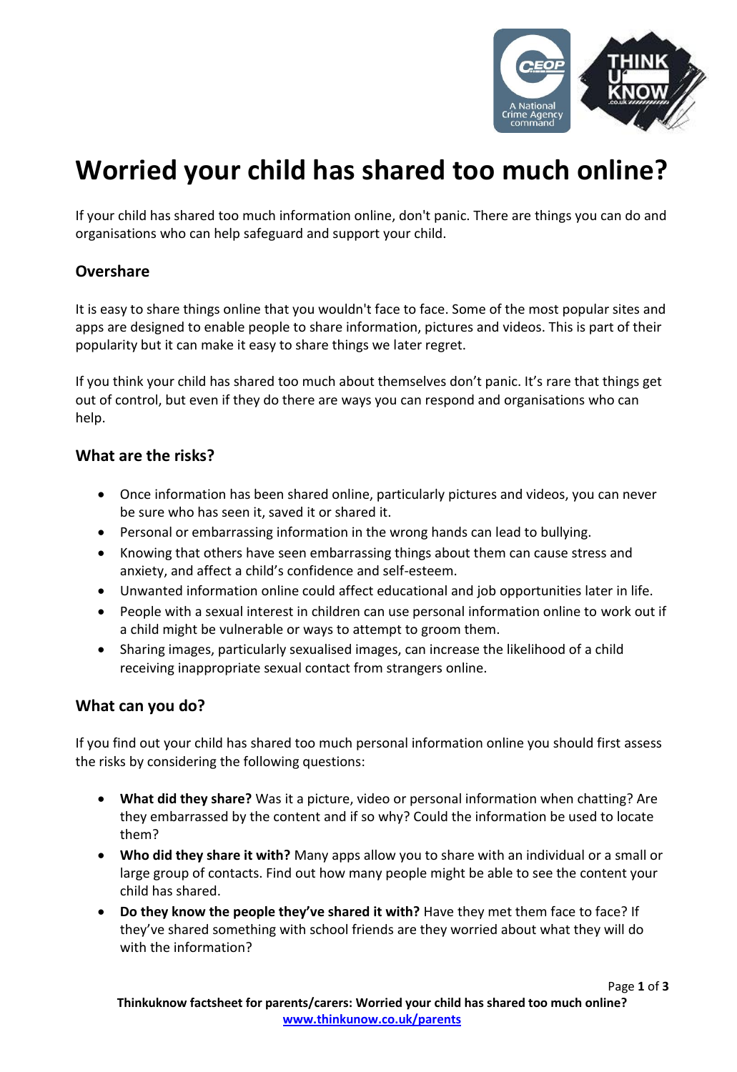# Worried your child has shared too much online?

If your child has shared too much information online, don't panic. There are things you can do and organisations who can help safeguard and support your child.

## Overshare

It is easy to share things online that you wouldn't face to face. Some of the most popular sites and apps are designed to enable people to share information, pictures and videos. This is part of their popularity but it can make it easy to share things we later regret.

If you think your child has shared too much about themselves don't panic. It's rare that things get out of control, but even if they do there are ways you can respond and organisations who can help.

## What are the risks?

- Once information has been shared online, particularly pictures and videos, you can never be sure who has seen it, saved it or shared it.
- Personal or embarrassing information in the wrong hands can lead to bullying.
- Knowing that others have seen embarrassing things about them can cause stress and anxiety, and affect a child's confidence and self-esteem.
- Unwanted information online could affect educational and job opportunities later in life.
- People with a sexual interest in children can use personal information online to work out if a child might be vulnerable or ways to attempt to groom them.
- Sharing images, particularly sexualised images, can increase the likelihood of a child receiving inappropriate sexual contact from strangers online.

## What can you do?

If you find out your child has shared too much personal information online you should first assess the risks by considering the following questions:

- **What did they share?** Was it a picture, video or personal information when chatting? Are they embarrassed by the content and if so why? Could the information be used to locate them?
- **Who did they share it with?** Many apps allow you to share with an individual or a small or large group of contacts. Find out how many people might be able to see the content your child has shared.
- **Do they know the people they've shared it with?** Have they met them face to face? If they've shared something with school friends are they worried about what they will do with the information?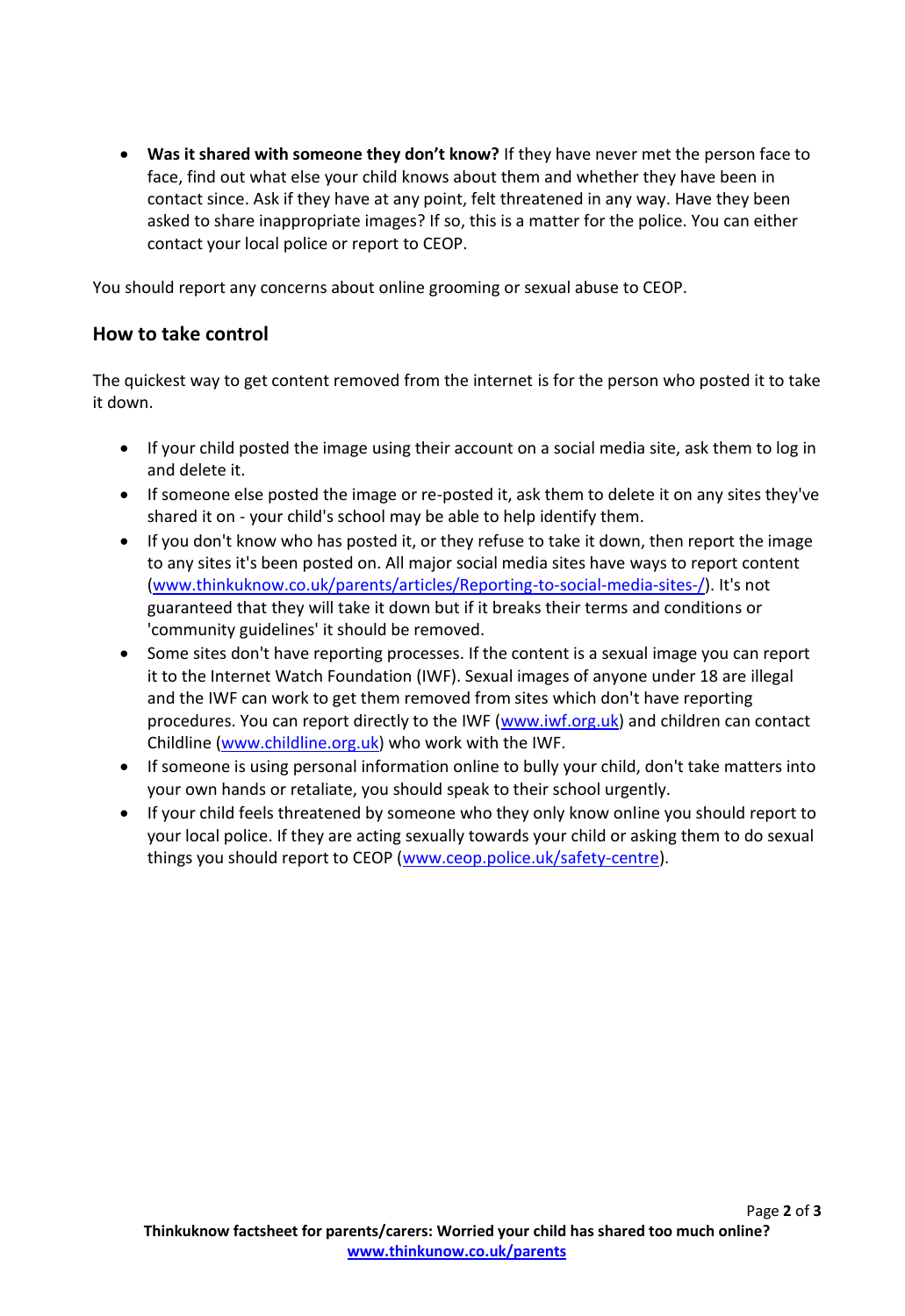- **Was it shared with someone they don't know?** If they have never met the person face to face, find out what else your child knows about them and whether they have been in contact since. Ask if they have at any point, felt threatened in any way. Have they been asked to share inappropriate images? If so, this is a matter for the police. You can either contact your local police or report to CEOP.

You should report any concerns about online grooming or sexual abuse to CEOP.

## How to take control

The quickest way to get content removed from the internet is for the person who posted it to take it down.

- If your child posted the image using their account on a social media site, ask them to log in and delete it.
- If someone else posted the image or re-posted it, ask them to delete it on any sites they've shared it on - your child's school may be able to help identify them.
- If you don't know who has posted it, or they refuse to take it down, then report the image to any sites it's been posted on. All major social media sites have ways to report content (www.thinkuknow.co.uk/parents/articles/Reporting-to-social-media-sites-/). It's not guaranteed that they will take it down but if it breaks their terms and conditions or 'community guidelines' it should be removed.
- Some sites don't have reporting processes. If the content is a sexual image you can report it to the Internet Watch Foundation (IWF). Sexual images of anyone under 18 are illegal and the IWF can work to get them removed from sites which don't have reporting procedures. You can report directly to the IWF (www.iwf.org.uk) and children can contact Childline (www.childline.org.uk) who work with the IWF.
- If someone is using personal information online to bully your child, don't take matters into your own hands or retaliate, you should speak to their school urgently.
- If your child feels threatened by someone who they only know online you should report to your local police. If they are acting sexually towards your child or asking them to do sexual things you should report to CEOP (www.ceop.police.uk/safety-centre).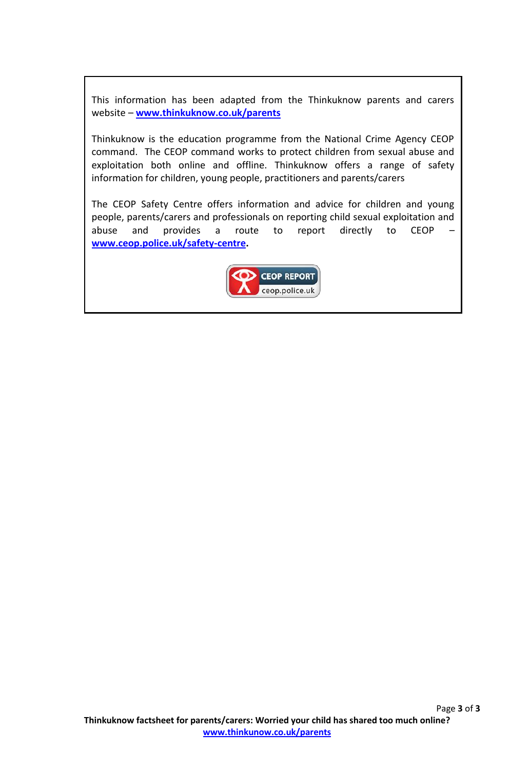This information has been adapted from the Thinkuknow parents and carers website – **www.thinkuknow.co.uk/parents**

Thinkuknow is the education programme from the National Crime Agency CEOP command. The CEOP command works to protect children from sexual abuse and exploitation both online and offline. Thinkuknow offers a range of safety information for children, young people, practitioners and parents/carers

The CEOP Safety Centre offers information and advice for children and young people, parents/carers and professionals on reporting child sexual exploitation and abuse and provides a route to report directly to CEOP – **www.ceop.police.uk/safety-centre**.

CEOP REPORT
ceop.police.uk